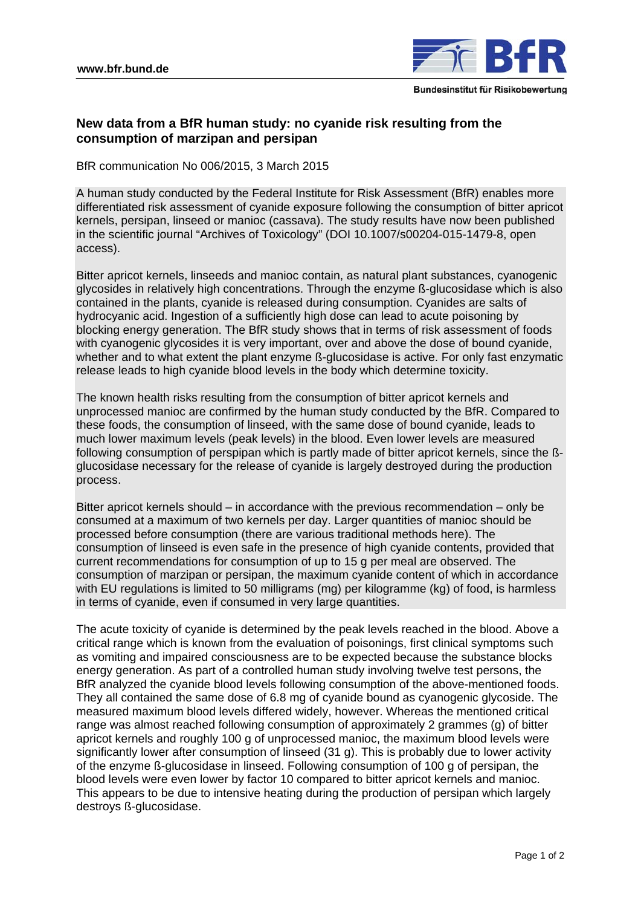## New data from a BfR human study: no cyanide risk resulting from the consumption of marzipan and persipan

BfR communication No 006/2015, 3 March 2015

A human study conducted by the Federal Institute for Risk Assessment (BfR) enables more differentiated risk assessment of cyanide exposure following the consumption of bitter apricot kernels, persipan, linseed or manioc (cassava). The study results have now been published in the scientific journal “Archives of Toxicology” (DOI 10.1007/s00204-015-1479-8, open access).

Bitter apricot kernels, linseeds and manioc contain, as natural plant substances, cyanogenic glycosides in relatively high concentrations. Through the enzyme ß-glucosidase which is also contained in the plants, cyanide is released during consumption. Cyanides are salts of hydrocyanic acid. Ingestion of a sufficiently high dose can lead to acute poisoning by blocking energy generation. The BfR study shows that in terms of risk assessment of foods with cyanogenic glycosides it is very important, over and above the dose of bound cyanide, whether and to what extent the plant enzyme ß-glucosidase is active. For only fast enzymatic release leads to high cyanide blood levels in the body which determine toxicity.

The known health risks resulting from the consumption of bitter apricot kernels and unprocessed manioc are confirmed by the human study conducted by the BfR. Compared to these foods, the consumption of linseed, with the same dose of bound cyanide, leads to much lower maximum levels (peak levels) in the blood. Even lower levels are measured following consumption of perspipan which is partly made of bitter apricot kernels, since the ß-glucosidase necessary for the release of cyanide is largely destroyed during the production process.

Bitter apricot kernels should – in accordance with the previous recommendation – only be consumed at a maximum of two kernels per day. Larger quantities of manioc should be processed before consumption (there are various traditional methods here). The consumption of linseed is even safe in the presence of high cyanide contents, provided that current recommendations for consumption of up to 15 g per meal are observed. The consumption of marzipan or persipan, the maximum cyanide content of which in accordance with EU regulations is limited to 50 milligrams (mg) per kilogramme (kg) of food, is harmless in terms of cyanide, even if consumed in very large quantities.

The acute toxicity of cyanide is determined by the peak levels reached in the blood. Above a critical range which is known from the evaluation of poisonings, first clinical symptoms such as vomiting and impaired consciousness are to be expected because the substance blocks energy generation. As part of a controlled human study involving twelve test persons, the BfR analyzed the cyanide blood levels following consumption of the above-mentioned foods. They all contained the same dose of 6.8 mg of cyanide bound as cyanogenic glycoside. The measured maximum blood levels differed widely, however. Whereas the mentioned critical range was almost reached following consumption of approximately 2 grammes (g) of bitter apricot kernels and roughly 100 g of unprocessed manioc, the maximum blood levels were significantly lower after consumption of linseed (31 g). This is probably due to lower activity of the enzyme ß-glucosidase in linseed. Following consumption of 100 g of persipan, the blood levels were even lower by factor 10 compared to bitter apricot kernels and manioc. This appears to be due to intensive heating during the production of persipan which largely destroys ß-glucosidase.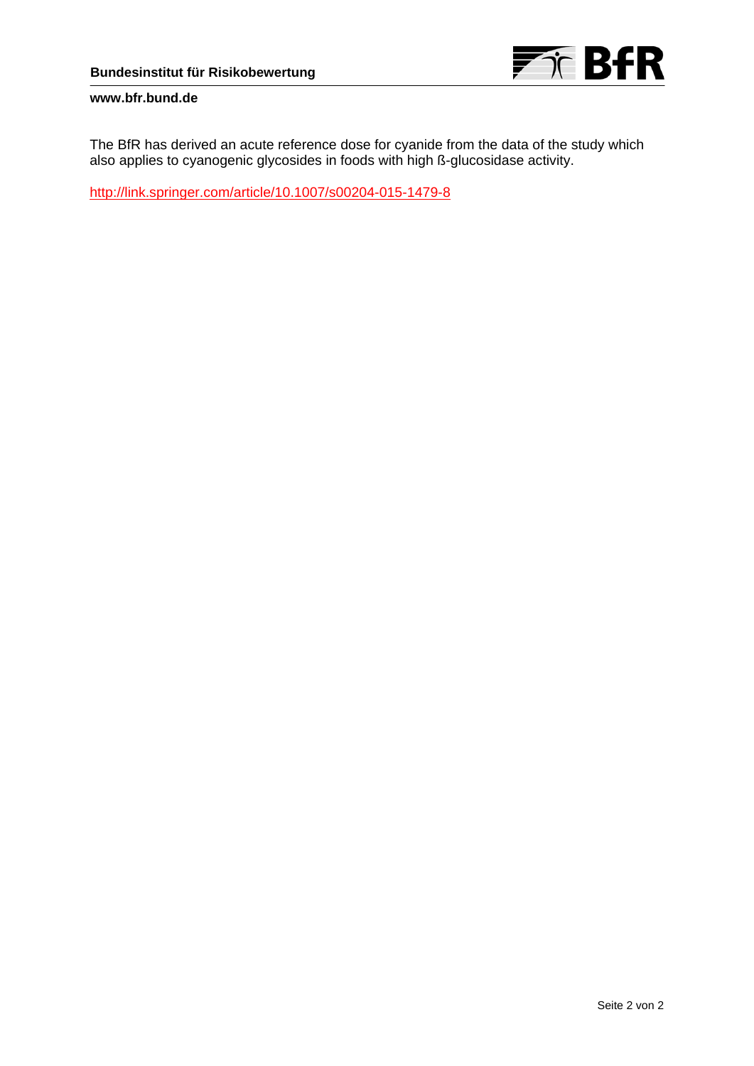The BfR has derived an acute reference dose for cyanide from the data of the study which also applies to cyanogenic glycosides in foods with high ß-glucosidase activity.

http://link.springer.com/article/10.1007/s00204-015-1479-8